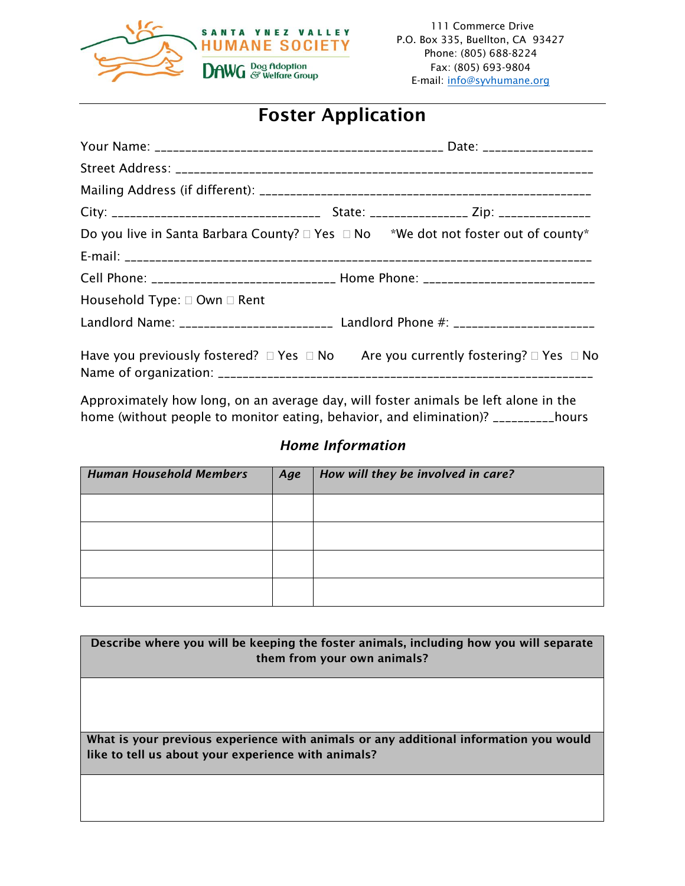SANTA YNEZ VALLEY HUMANE SOCIETY

DAWG Dog Adoption & Welfare Group

111 Commerce Drive
P.O. Box 335, Buellton, CA 93427
Phone: (805) 688-8224
Fax: (805) 693-9804
E-mail: info@syvhumane.org

# Foster Application

Your Name: ____________________________________________ Date: ________________

Street Address: _________________________________________________________________

Mailing Address (if different): ___________________________________________________

City: ________________________________ State: ______________ Zip: _____________

Do you live in Santa Barbara County? ☐ Yes ☐ No *We dot not foster out of county*

E-mail: _______________________________________________________________________

Cell Phone: ____________________________ Home Phone: __________________________

Household Type: ☐ Own ☐ Rent

Landlord Name: _______________________ Landlord Phone #: _____________________

Have you previously fostered? ☐ Yes ☐ No Are you currently fostering? ☐ Yes ☐ No

Name of organization: ____________________________________________________________

Approximately how long, on an average day, will foster animals be left alone in the home (without people to monitor eating, behavior, and elimination)? _________hours

## *Home Information*

| *Human Household Members* | *Age* | *How will they be involved in care?* |
|---|---|---|
| | | |
| | | |
| | | |
| | | |

| **Describe where you will be keeping the foster animals, including how you will separate them from your own animals?** |
|---|
| |
| **What is your previous experience with animals or any additional information you would like to tell us about your experience with animals?** |
| |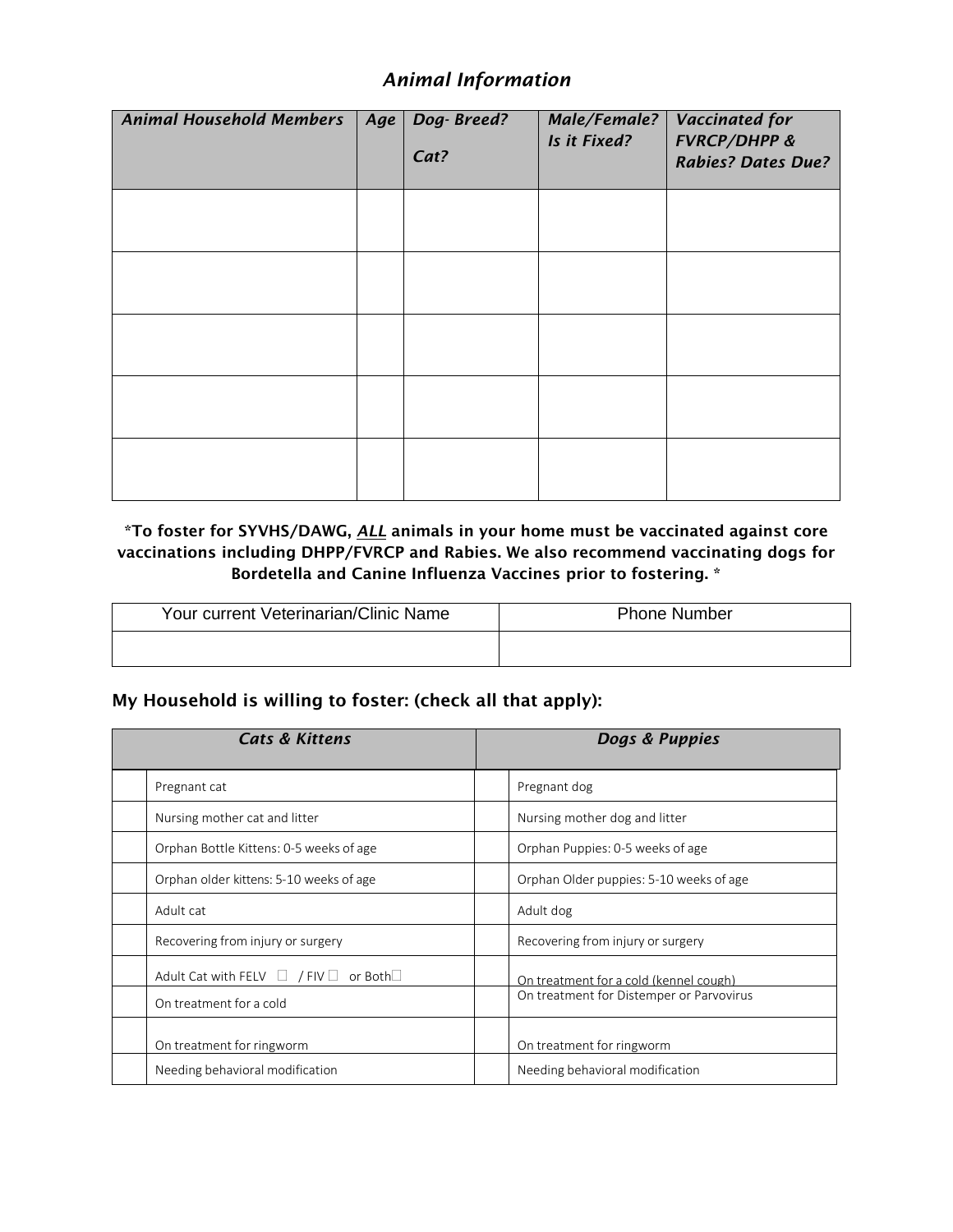## *Animal Information*

| *Animal Household Members* | *Age* | *Dog- Breed?*<br><br>*Cat?* | *Male/Female? Is it Fixed?* | *Vaccinated for FVRCP/DHPP & Rabies? Dates Due?* |
|---|---|---|---|---|
| | | | | |
| | | | | |
| | | | | |
| | | | | |
| | | | | |

**\*To foster for SYVHS/DAWG, *ALL* animals in your home must be vaccinated against core vaccinations including DHPP/FVRCP and Rabies. We also recommend vaccinating dogs for Bordetella and Canine Influenza Vaccines prior to fostering. \***

| Your current Veterinarian/Clinic Name | Phone Number |
|---|---|
| | |

### My Household is willing to foster: (check all that apply):

| | *Cats & Kittens* | | *Dogs & Puppies* |
|---|---|---|---|
| | Pregnant cat | | Pregnant dog |
| | Nursing mother cat and litter | | Nursing mother dog and litter |
| | Orphan Bottle Kittens: 0-5 weeks of age | | Orphan Puppies: 0-5 weeks of age |
| | Orphan older kittens: 5-10 weeks of age | | Orphan Older puppies: 5-10 weeks of age |
| | Adult cat | | Adult dog |
| | Recovering from injury or surgery | | Recovering from injury or surgery |
| | Adult Cat with FELV ☐ / FIV ☐ or Both☐ | | On treatment for a cold (kennel cough) |
| | On treatment for a cold | | On treatment for Distemper or Parvovirus |
| | On treatment for ringworm | | On treatment for ringworm |
| | Needing behavioral modification | | Needing behavioral modification |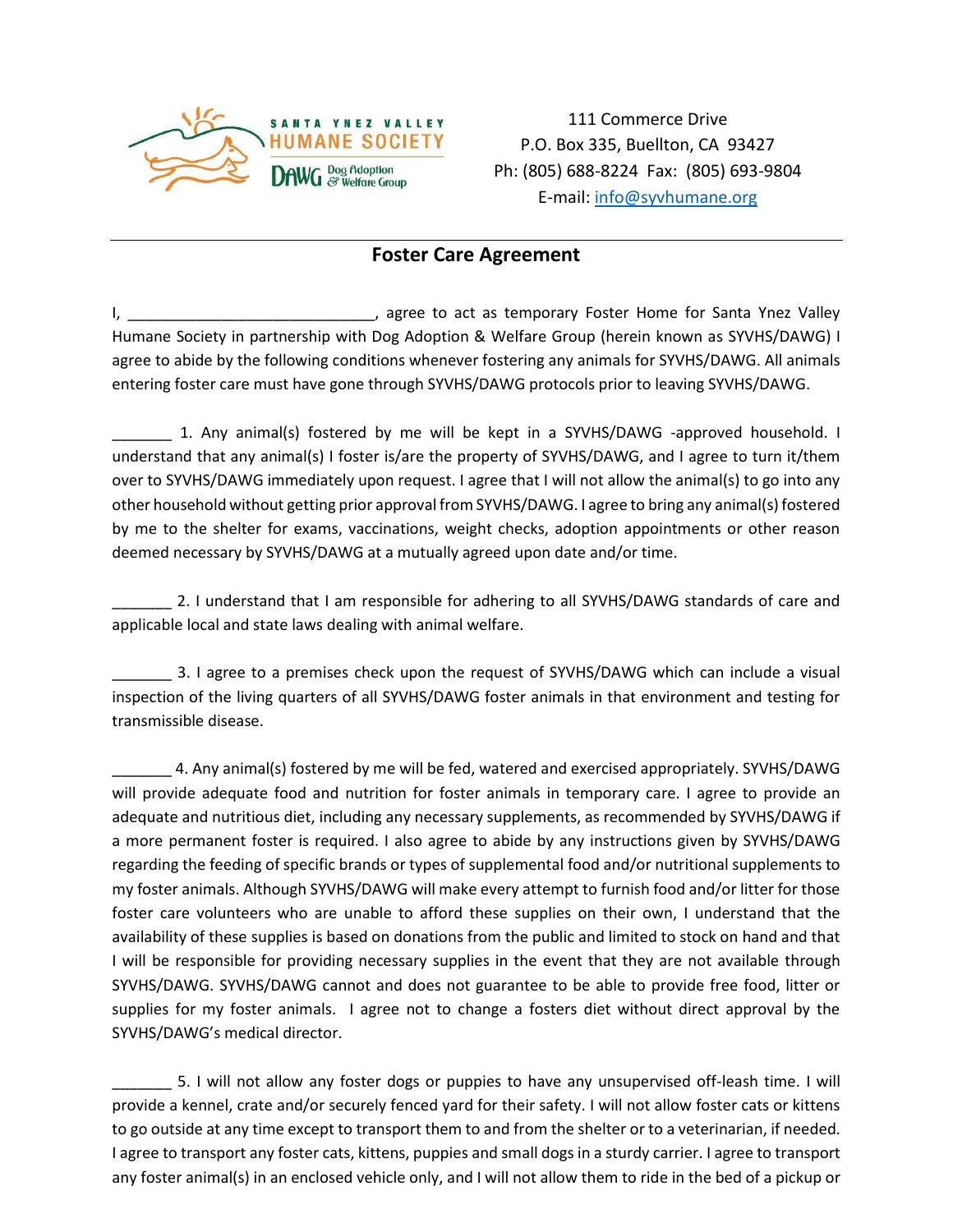SANTA YNEZ VALLEY HUMANE SOCIETY
DAWG Dog Adoption & Welfare Group

111 Commerce Drive
P.O. Box 335, Buellton, CA 93427
Ph: (805) 688-8224 Fax: (805) 693-9804
E-mail: info@syvhumane.org

## Foster Care Agreement

I, ______________________________, agree to act as temporary Foster Home for Santa Ynez Valley Humane Society in partnership with Dog Adoption & Welfare Group (herein known as SYVHS/DAWG) I agree to abide by the following conditions whenever fostering any animals for SYVHS/DAWG. All animals entering foster care must have gone through SYVHS/DAWG protocols prior to leaving SYVHS/DAWG.

_______ 1. Any animal(s) fostered by me will be kept in a SYVHS/DAWG -approved household. I understand that any animal(s) I foster is/are the property of SYVHS/DAWG, and I agree to turn it/them over to SYVHS/DAWG immediately upon request. I agree that I will not allow the animal(s) to go into any other household without getting prior approval from SYVHS/DAWG. I agree to bring any animal(s) fostered by me to the shelter for exams, vaccinations, weight checks, adoption appointments or other reason deemed necessary by SYVHS/DAWG at a mutually agreed upon date and/or time.

_______ 2. I understand that I am responsible for adhering to all SYVHS/DAWG standards of care and applicable local and state laws dealing with animal welfare.

_______ 3. I agree to a premises check upon the request of SYVHS/DAWG which can include a visual inspection of the living quarters of all SYVHS/DAWG foster animals in that environment and testing for transmissible disease.

_______ 4. Any animal(s) fostered by me will be fed, watered and exercised appropriately. SYVHS/DAWG will provide adequate food and nutrition for foster animals in temporary care. I agree to provide an adequate and nutritious diet, including any necessary supplements, as recommended by SYVHS/DAWG if a more permanent foster is required. I also agree to abide by any instructions given by SYVHS/DAWG regarding the feeding of specific brands or types of supplemental food and/or nutritional supplements to my foster animals. Although SYVHS/DAWG will make every attempt to furnish food and/or litter for those foster care volunteers who are unable to afford these supplies on their own, I understand that the availability of these supplies is based on donations from the public and limited to stock on hand and that I will be responsible for providing necessary supplies in the event that they are not available through SYVHS/DAWG. SYVHS/DAWG cannot and does not guarantee to be able to provide free food, litter or supplies for my foster animals. I agree not to change a fosters diet without direct approval by the SYVHS/DAWG's medical director.

_______ 5. I will not allow any foster dogs or puppies to have any unsupervised off-leash time. I will provide a kennel, crate and/or securely fenced yard for their safety. I will not allow foster cats or kittens to go outside at any time except to transport them to and from the shelter or to a veterinarian, if needed. I agree to transport any foster cats, kittens, puppies and small dogs in a sturdy carrier. I agree to transport any foster animal(s) in an enclosed vehicle only, and I will not allow them to ride in the bed of a pickup or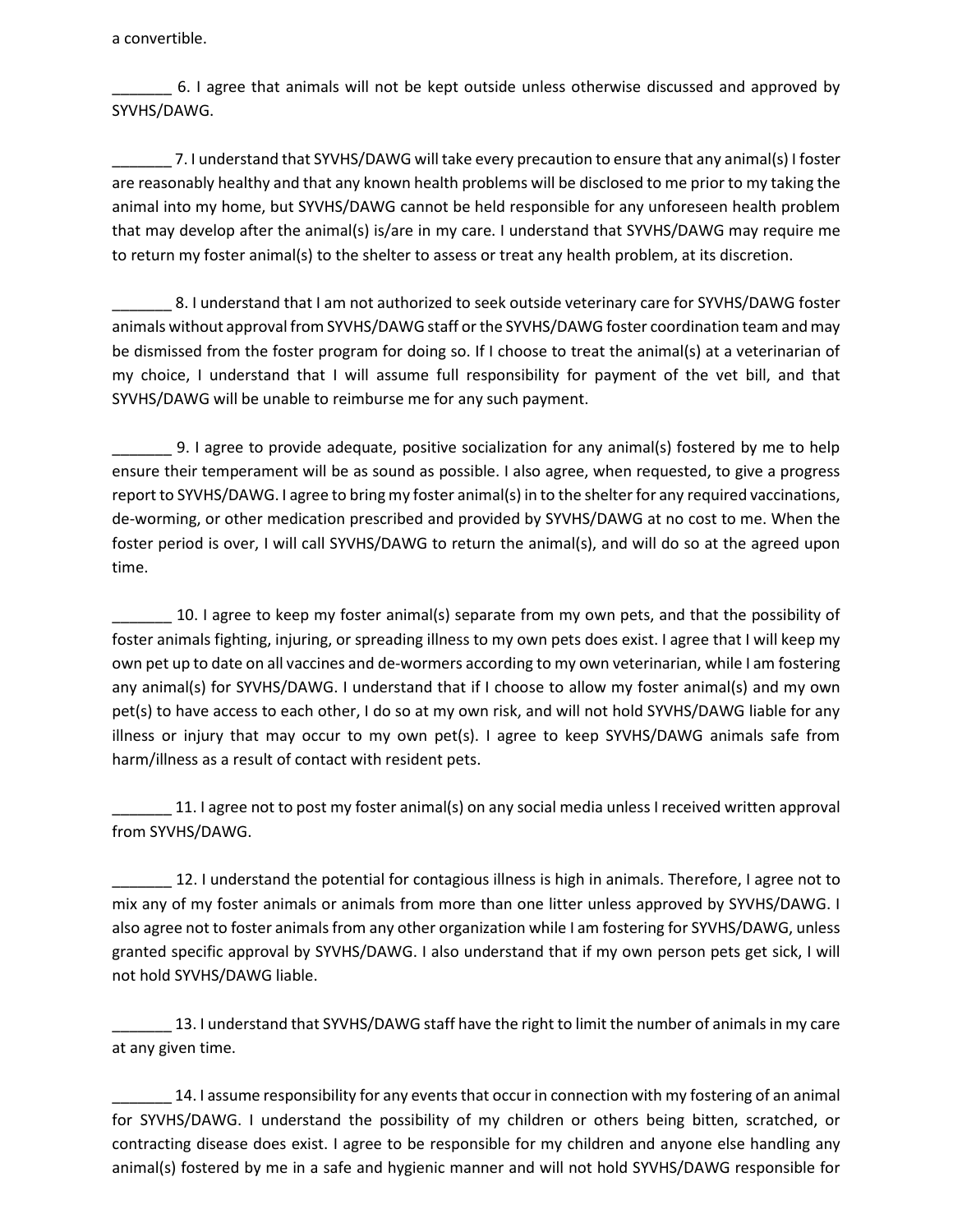a convertible.

_______ 6. I agree that animals will not be kept outside unless otherwise discussed and approved by SYVHS/DAWG.

_______ 7. I understand that SYVHS/DAWG will take every precaution to ensure that any animal(s) I foster are reasonably healthy and that any known health problems will be disclosed to me prior to my taking the animal into my home, but SYVHS/DAWG cannot be held responsible for any unforeseen health problem that may develop after the animal(s) is/are in my care. I understand that SYVHS/DAWG may require me to return my foster animal(s) to the shelter to assess or treat any health problem, at its discretion.

_______ 8. I understand that I am not authorized to seek outside veterinary care for SYVHS/DAWG foster animals without approval from SYVHS/DAWG staff or the SYVHS/DAWG foster coordination team and may be dismissed from the foster program for doing so. If I choose to treat the animal(s) at a veterinarian of my choice, I understand that I will assume full responsibility for payment of the vet bill, and that SYVHS/DAWG will be unable to reimburse me for any such payment.

_______ 9. I agree to provide adequate, positive socialization for any animal(s) fostered by me to help ensure their temperament will be as sound as possible. I also agree, when requested, to give a progress report to SYVHS/DAWG. I agree to bring my foster animal(s) in to the shelter for any required vaccinations, de-worming, or other medication prescribed and provided by SYVHS/DAWG at no cost to me. When the foster period is over, I will call SYVHS/DAWG to return the animal(s), and will do so at the agreed upon time.

_______ 10. I agree to keep my foster animal(s) separate from my own pets, and that the possibility of foster animals fighting, injuring, or spreading illness to my own pets does exist. I agree that I will keep my own pet up to date on all vaccines and de-wormers according to my own veterinarian, while I am fostering any animal(s) for SYVHS/DAWG. I understand that if I choose to allow my foster animal(s) and my own pet(s) to have access to each other, I do so at my own risk, and will not hold SYVHS/DAWG liable for any illness or injury that may occur to my own pet(s). I agree to keep SYVHS/DAWG animals safe from harm/illness as a result of contact with resident pets.

_______ 11. I agree not to post my foster animal(s) on any social media unless I received written approval from SYVHS/DAWG.

_______ 12. I understand the potential for contagious illness is high in animals. Therefore, I agree not to mix any of my foster animals or animals from more than one litter unless approved by SYVHS/DAWG. I also agree not to foster animals from any other organization while I am fostering for SYVHS/DAWG, unless granted specific approval by SYVHS/DAWG. I also understand that if my own person pets get sick, I will not hold SYVHS/DAWG liable.

_______ 13. I understand that SYVHS/DAWG staff have the right to limit the number of animals in my care at any given time.

_______ 14. I assume responsibility for any events that occur in connection with my fostering of an animal for SYVHS/DAWG. I understand the possibility of my children or others being bitten, scratched, or contracting disease does exist. I agree to be responsible for my children and anyone else handling any animal(s) fostered by me in a safe and hygienic manner and will not hold SYVHS/DAWG responsible for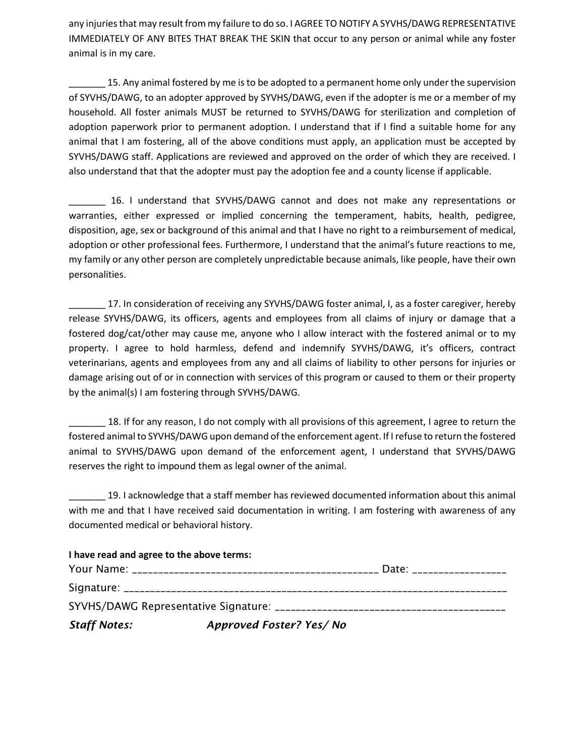any injuries that may result from my failure to do so. I AGREE TO NOTIFY A SYVHS/DAWG REPRESENTATIVE IMMEDIATELY OF ANY BITES THAT BREAK THE SKIN that occur to any person or animal while any foster animal is in my care.

_______ 15. Any animal fostered by me is to be adopted to a permanent home only under the supervision of SYVHS/DAWG, to an adopter approved by SYVHS/DAWG, even if the adopter is me or a member of my household. All foster animals MUST be returned to SYVHS/DAWG for sterilization and completion of adoption paperwork prior to permanent adoption. I understand that if I find a suitable home for any animal that I am fostering, all of the above conditions must apply, an application must be accepted by SYVHS/DAWG staff. Applications are reviewed and approved on the order of which they are received. I also understand that that the adopter must pay the adoption fee and a county license if applicable.

_______ 16. I understand that SYVHS/DAWG cannot and does not make any representations or warranties, either expressed or implied concerning the temperament, habits, health, pedigree, disposition, age, sex or background of this animal and that I have no right to a reimbursement of medical, adoption or other professional fees. Furthermore, I understand that the animal's future reactions to me, my family or any other person are completely unpredictable because animals, like people, have their own personalities.

_______ 17. In consideration of receiving any SYVHS/DAWG foster animal, I, as a foster caregiver, hereby release SYVHS/DAWG, its officers, agents and employees from all claims of injury or damage that a fostered dog/cat/other may cause me, anyone who I allow interact with the fostered animal or to my property. I agree to hold harmless, defend and indemnify SYVHS/DAWG, it's officers, contract veterinarians, agents and employees from any and all claims of liability to other persons for injuries or damage arising out of or in connection with services of this program or caused to them or their property by the animal(s) I am fostering through SYVHS/DAWG.

_______ 18. If for any reason, I do not comply with all provisions of this agreement, I agree to return the fostered animal to SYVHS/DAWG upon demand of the enforcement agent. If I refuse to return the fostered animal to SYVHS/DAWG upon demand of the enforcement agent, I understand that SYVHS/DAWG reserves the right to impound them as legal owner of the animal.

_______ 19. I acknowledge that a staff member has reviewed documented information about this animal with me and that I have received said documentation in writing. I am fostering with awareness of any documented medical or behavioral history.

**I have read and agree to the above terms:**

Your Name: _______________________________________________ Date: _________________

Signature: ________________________________________________________________________

SYVHS/DAWG Representative Signature: ___________________________________________

***Staff Notes:*** ***Approved Foster? Yes/ No***